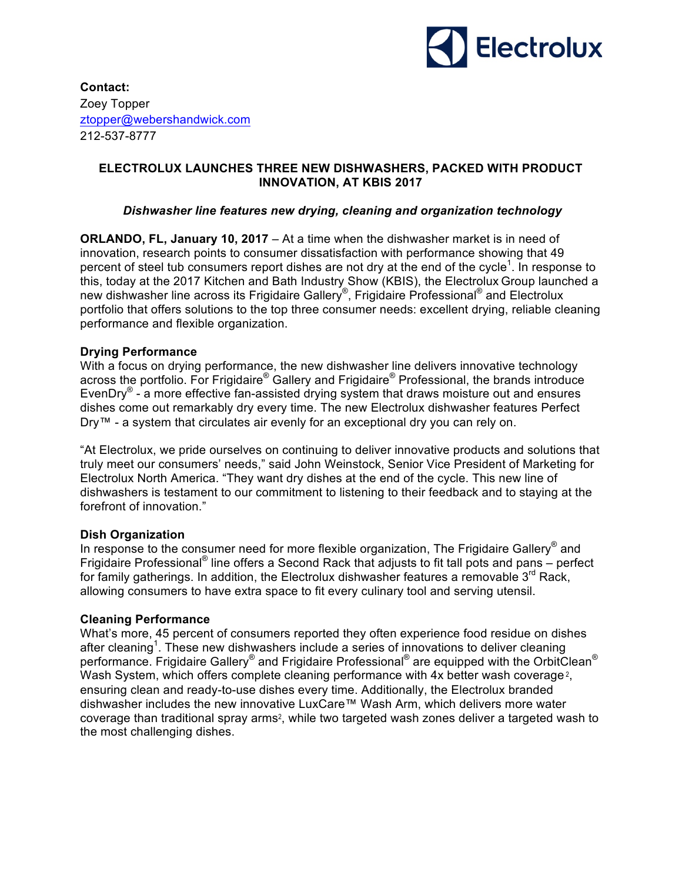**Contact:**
Zoey Topper
ztopper@webershandwick.com
212-537-8777

## ELECTROLUX LAUNCHES THREE NEW DISHWASHERS, PACKED WITH PRODUCT INNOVATION, AT KBIS 2017

***Dishwasher line features new drying, cleaning and organization technology***

**ORLANDO, FL, January 10, 2017** – At a time when the dishwasher market is in need of innovation, research points to consumer dissatisfaction with performance showing that 49 percent of steel tub consumers report dishes are not dry at the end of the cycle[1]. In response to this, today at the 2017 Kitchen and Bath Industry Show (KBIS), the Electrolux Group launched a new dishwasher line across its Frigidaire Gallery®, Frigidaire Professional® and Electrolux portfolio that offers solutions to the top three consumer needs: excellent drying, reliable cleaning performance and flexible organization.

**Drying Performance**

With a focus on drying performance, the new dishwasher line delivers innovative technology across the portfolio. For Frigidaire® Gallery and Frigidaire® Professional, the brands introduce EvenDry® - a more effective fan-assisted drying system that draws moisture out and ensures dishes come out remarkably dry every time. The new Electrolux dishwasher features Perfect Dry™ - a system that circulates air evenly for an exceptional dry you can rely on.

"At Electrolux, we pride ourselves on continuing to deliver innovative products and solutions that truly meet our consumers' needs," said John Weinstock, Senior Vice President of Marketing for Electrolux North America. "They want dry dishes at the end of the cycle. This new line of dishwashers is testament to our commitment to listening to their feedback and to staying at the forefront of innovation."

**Dish Organization**

In response to the consumer need for more flexible organization, The Frigidaire Gallery® and Frigidaire Professional® line offers a Second Rack that adjusts to fit tall pots and pans – perfect for family gatherings. In addition, the Electrolux dishwasher features a removable 3rd Rack, allowing consumers to have extra space to fit every culinary tool and serving utensil.

**Cleaning Performance**

What's more, 45 percent of consumers reported they often experience food residue on dishes after cleaning[1]. These new dishwashers include a series of innovations to deliver cleaning performance. Frigidaire Gallery® and Frigidaire Professional® are equipped with the OrbitClean® Wash System, which offers complete cleaning performance with 4x better wash coverage[2], ensuring clean and ready-to-use dishes every time. Additionally, the Electrolux branded dishwasher includes the new innovative LuxCare™ Wash Arm, which delivers more water coverage than traditional spray arms[2], while two targeted wash zones deliver a targeted wash to the most challenging dishes.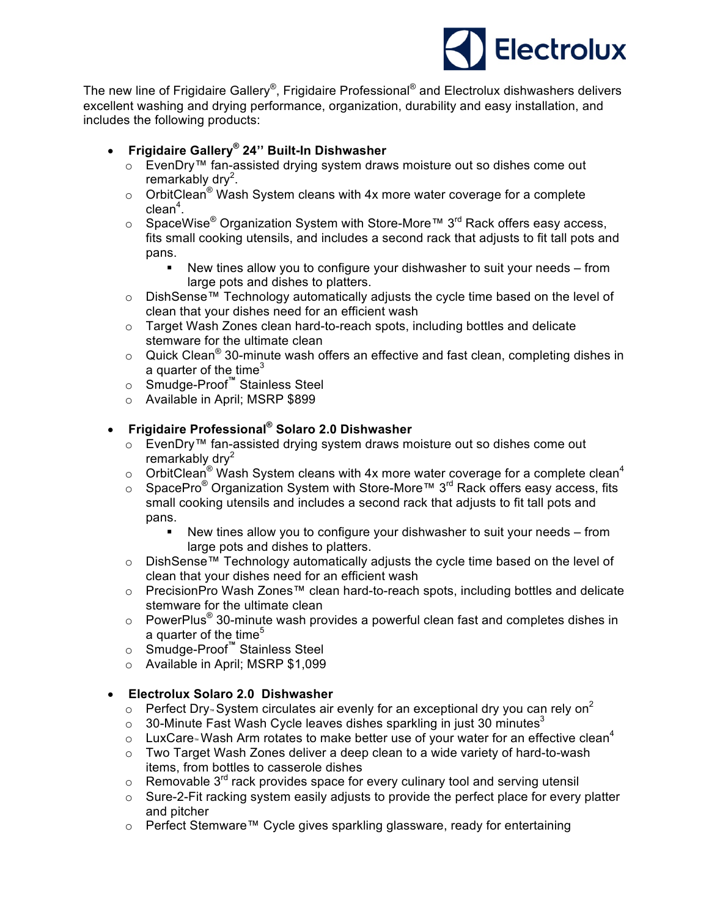The new line of Frigidaire Gallery®, Frigidaire Professional® and Electrolux dishwashers delivers excellent washing and drying performance, organization, durability and easy installation, and includes the following products:

- **Frigidaire Gallery® 24'' Built-In Dishwasher**
  - EvenDry™ fan-assisted drying system draws moisture out so dishes come out remarkably dry[2].
  - OrbitClean® Wash System cleans with 4x more water coverage for a complete clean[4].
  - SpaceWise® Organization System with Store-More™ 3rd Rack offers easy access, fits small cooking utensils, and includes a second rack that adjusts to fit tall pots and pans.
    - New tines allow you to configure your dishwasher to suit your needs – from large pots and dishes to platters.
  - DishSense™ Technology automatically adjusts the cycle time based on the level of clean that your dishes need for an efficient wash
  - Target Wash Zones clean hard-to-reach spots, including bottles and delicate stemware for the ultimate clean
  - Quick Clean® 30-minute wash offers an effective and fast clean, completing dishes in a quarter of the time[3]
  - Smudge-Proof™ Stainless Steel
  - Available in April; MSRP $899

- **Frigidaire Professional® Solaro 2.0 Dishwasher**
  - EvenDry™ fan-assisted drying system draws moisture out so dishes come out remarkably dry[2]
  - OrbitClean® Wash System cleans with 4x more water coverage for a complete clean[4]
  - SpacePro® Organization System with Store-More™ 3rd Rack offers easy access, fits small cooking utensils and includes a second rack that adjusts to fit tall pots and pans.
    - New tines allow you to configure your dishwasher to suit your needs – from large pots and dishes to platters.
  - DishSense™ Technology automatically adjusts the cycle time based on the level of clean that your dishes need for an efficient wash
  - PrecisionPro Wash Zones™ clean hard-to-reach spots, including bottles and delicate stemware for the ultimate clean
  - PowerPlus® 30-minute wash provides a powerful clean fast and completes dishes in a quarter of the time[5]
  - Smudge-Proof™ Stainless Steel
  - Available in April; MSRP $1,099

- **Electrolux Solaro 2.0 Dishwasher**
  - Perfect Dry™ System circulates air evenly for an exceptional dry you can rely on[2]
  - 30-Minute Fast Wash Cycle leaves dishes sparkling in just 30 minutes[3]
  - LuxCare™ Wash Arm rotates to make better use of your water for an effective clean[4]
  - Two Target Wash Zones deliver a deep clean to a wide variety of hard-to-wash items, from bottles to casserole dishes
  - Removable 3rd rack provides space for every culinary tool and serving utensil
  - Sure-2-Fit racking system easily adjusts to provide the perfect place for every platter and pitcher
  - Perfect Stemware™ Cycle gives sparkling glassware, ready for entertaining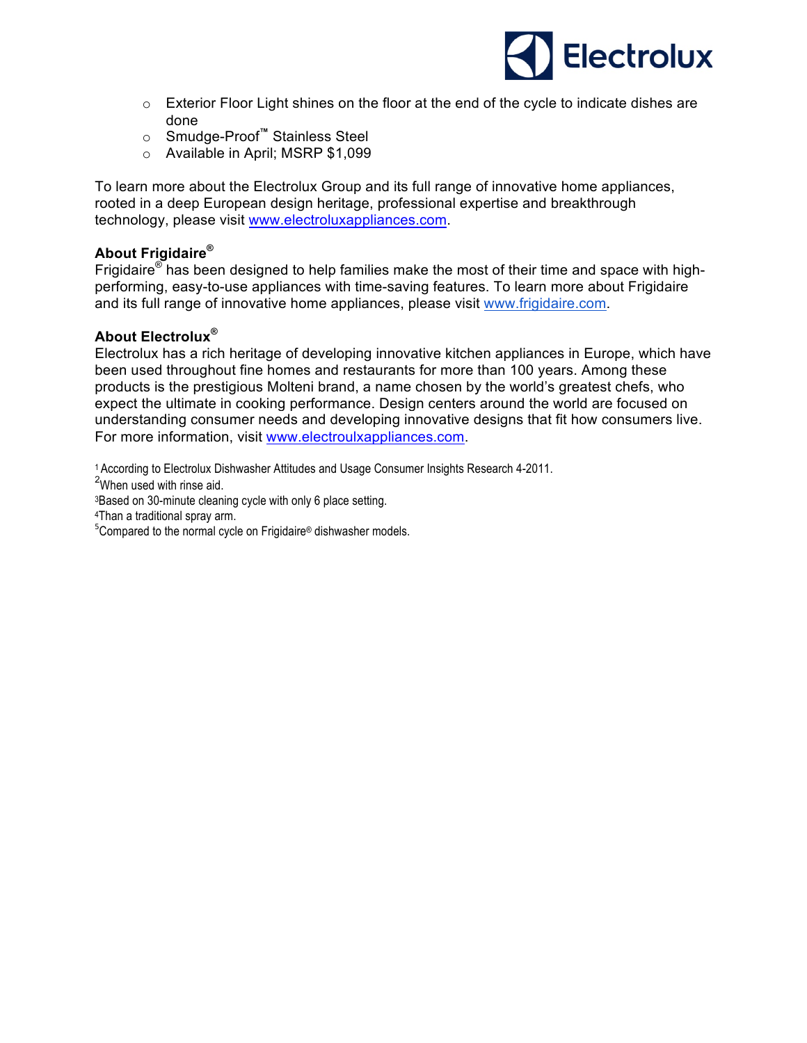- Exterior Floor Light shines on the floor at the end of the cycle to indicate dishes are done
- Smudge-Proof™ Stainless Steel
- Available in April; MSRP $1,099

To learn more about the Electrolux Group and its full range of innovative home appliances, rooted in a deep European design heritage, professional expertise and breakthrough technology, please visit www.electroluxappliances.com.

**About Frigidaire®**

Frigidaire® has been designed to help families make the most of their time and space with high-performing, easy-to-use appliances with time-saving features. To learn more about Frigidaire and its full range of innovative home appliances, please visit www.frigidaire.com.

**About Electrolux®**

Electrolux has a rich heritage of developing innovative kitchen appliances in Europe, which have been used throughout fine homes and restaurants for more than 100 years. Among these products is the prestigious Molteni brand, a name chosen by the world's greatest chefs, who expect the ultimate in cooking performance. Design centers around the world are focused on understanding consumer needs and developing innovative designs that fit how consumers live. For more information, visit www.electroulxappliances.com.

[1] According to Electrolux Dishwasher Attitudes and Usage Consumer Insights Research 4-2011.

[2] When used with rinse aid.

[3] Based on 30-minute cleaning cycle with only 6 place setting.

[4] Than a traditional spray arm.

[5] Compared to the normal cycle on Frigidaire® dishwasher models.